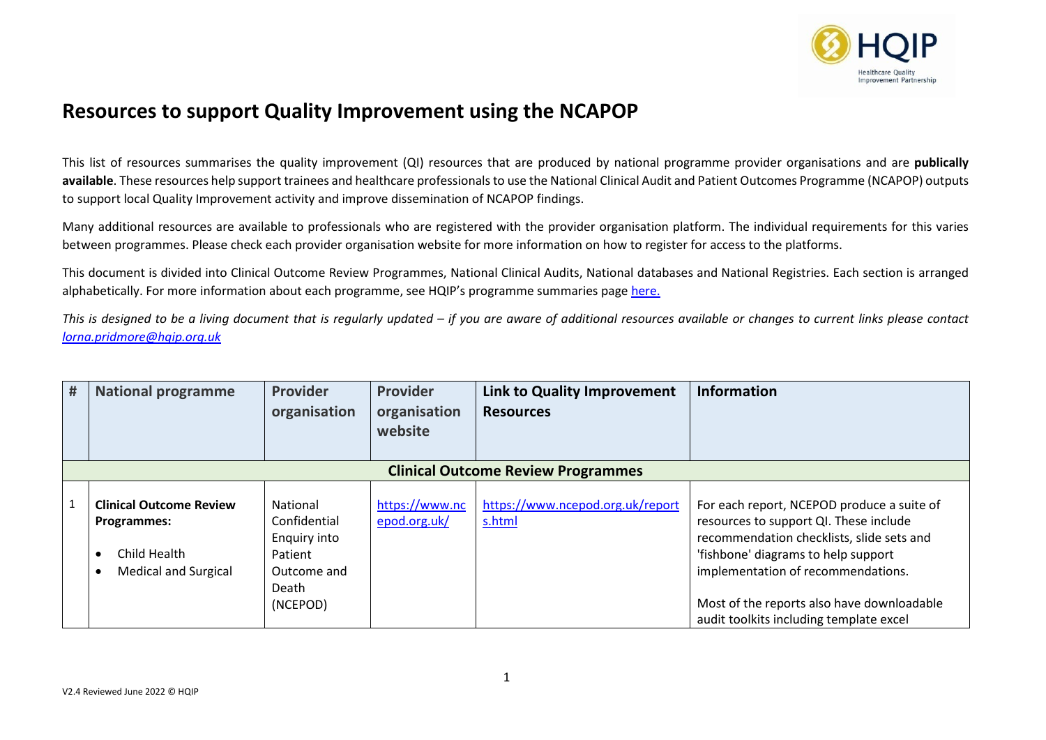# Resources to support Quality Improvement using the NCAPOP

This list of resources summarises the quality improvement (QI) resources that are produced by national programme provider organisations and are **publically available**. These resources help support trainees and healthcare professionals to use the National Clinical Audit and Patient Outcomes Programme (NCAPOP) outputs to support local Quality Improvement activity and improve dissemination of NCAPOP findings.

Many additional resources are available to professionals who are registered with the provider organisation platform. The individual requirements for this varies between programmes. Please check each provider organisation website for more information on how to register for access to the platforms.

This document is divided into Clinical Outcome Review Programmes, National Clinical Audits, National databases and National Registries. Each section is arranged alphabetically. For more information about each programme, see HQIP's programme summaries page here.

*This is designed to be a living document that is regularly updated – if you are aware of additional resources available or changes to current links please contact lorna.pridmore@hqip.org.uk*

| # | National programme | Provider organisation | Provider organisation website | Link to Quality Improvement Resources | Information |
|---|---|---|---|---|---|
| | | | **Clinical Outcome Review Programmes** | | |
| 1 | **Clinical Outcome Review Programmes:** <br>• Child Health <br>• Medical and Surgical | National Confidential Enquiry into Patient Outcome and Death (NCEPOD) | https://www.ncepod.org.uk/ | https://www.ncepod.org.uk/reports.html | For each report, NCEPOD produce a suite of resources to support QI. These include recommendation checklists, slide sets and 'fishbone' diagrams to help support implementation of recommendations. <br><br>Most of the reports also have downloadable audit toolkits including template excel |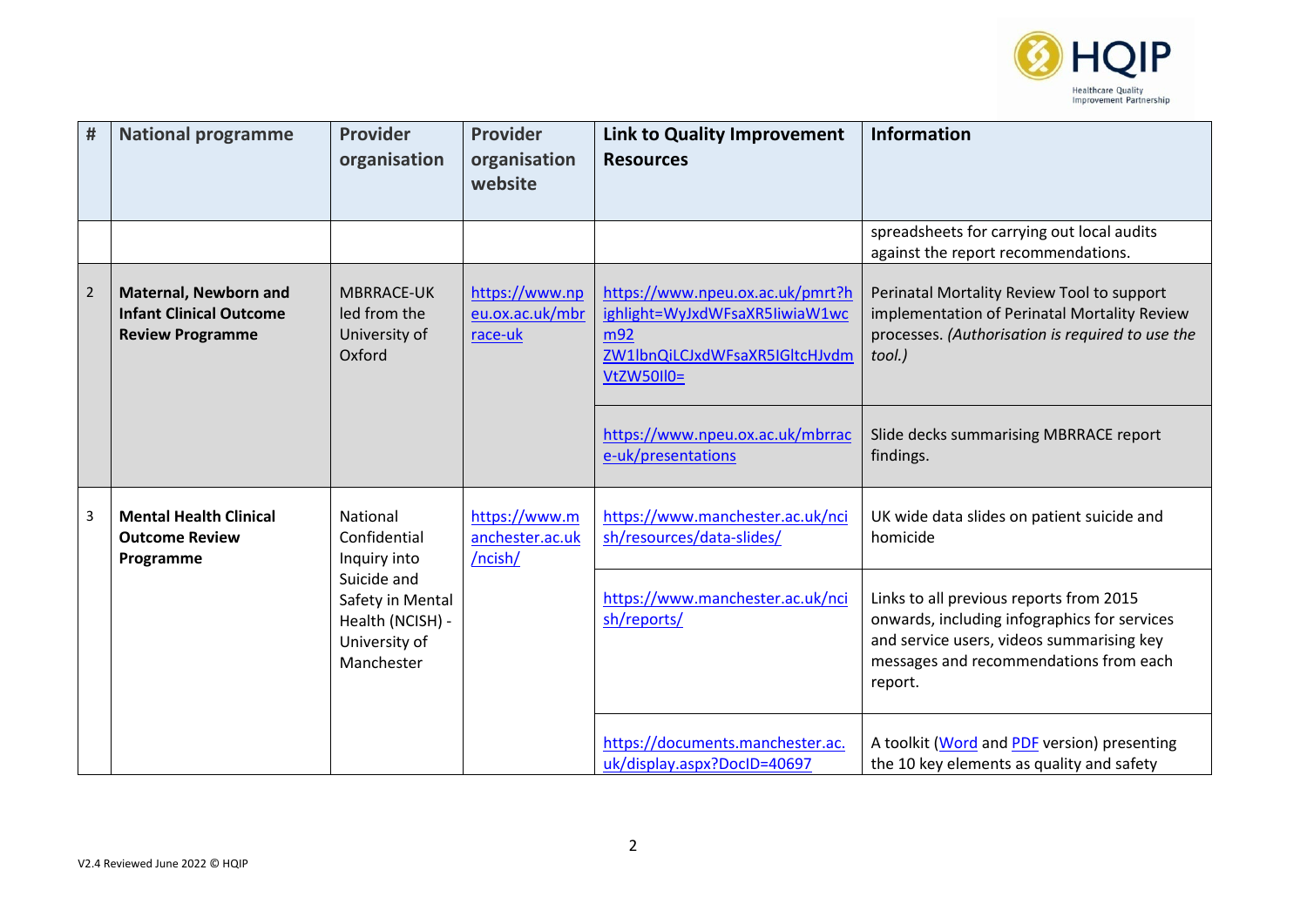| # | National programme | Provider organisation | Provider organisation website | Link to Quality Improvement Resources | Information |
|---|---|---|---|---|---|
| | | | | | spreadsheets for carrying out local audits against the report recommendations. |
| 2 | **Maternal, Newborn and Infant Clinical Outcome Review Programme** | MBRRACE-UK led from the University of Oxford | https://www.npeu.ox.ac.uk/mbrrace-uk | https://www.npeu.ox.ac.uk/pmrt?highlight=WyJxdWFsaXR5IiwiaW1wcm92ZW1lbnQiLCJxdWFsaXR5IGltcHJvdmVtZW50Il0= | Perinatal Mortality Review Tool to support implementation of Perinatal Mortality Review processes. *(Authorisation is required to use the tool.)* |
| | | | | https://www.npeu.ox.ac.uk/mbrrace-uk/presentations | Slide decks summarising MBRRACE report findings. |
| 3 | **Mental Health Clinical Outcome Review Programme** | National Confidential Inquiry into Suicide and Safety in Mental Health (NCISH) - University of Manchester | https://www.manchester.ac.uk/ncish/ | https://www.manchester.ac.uk/ncish/resources/data-slides/ | UK wide data slides on patient suicide and homicide |
| | | | | https://www.manchester.ac.uk/ncish/reports/ | Links to all previous reports from 2015 onwards, including infographics for services and service users, videos summarising key messages and recommendations from each report. |
| | | | | https://documents.manchester.ac.uk/display.aspx?DocID=40697 | A toolkit (Word and PDF version) presenting the 10 key elements as quality and safety |

V2.4 Reviewed June 2022 © HQIP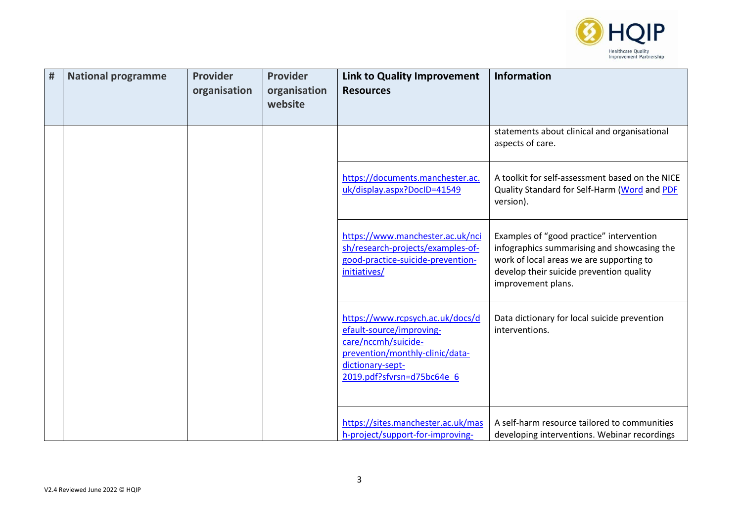| # | National programme | Provider organisation | Provider organisation website | Link to Quality Improvement Resources | Information |
|---|---|---|---|---|---|
| | | | | | statements about clinical and organisational aspects of care. |
| | | | | https://documents.manchester.ac.uk/display.aspx?DocID=41549 | A toolkit for self-assessment based on the NICE Quality Standard for Self-Harm (Word and PDF version). |
| | | | | https://www.manchester.ac.uk/ncish/research-projects/examples-of-good-practice-suicide-prevention-initiatives/ | Examples of "good practice" intervention infographics summarising and showcasing the work of local areas we are supporting to develop their suicide prevention quality improvement plans. |
| | | | | https://www.rcpsych.ac.uk/docs/default-source/improving-care/nccmh/suicide-prevention/monthly-clinic/data-dictionary-sept-2019.pdf?sfvrsn=d75bc64e_6 | Data dictionary for local suicide prevention interventions. |
| | | | | https://sites.manchester.ac.uk/mash-project/support-for-improving- | A self-harm resource tailored to communities developing interventions. Webinar recordings |

V2.4 Reviewed June 2022 © HQIP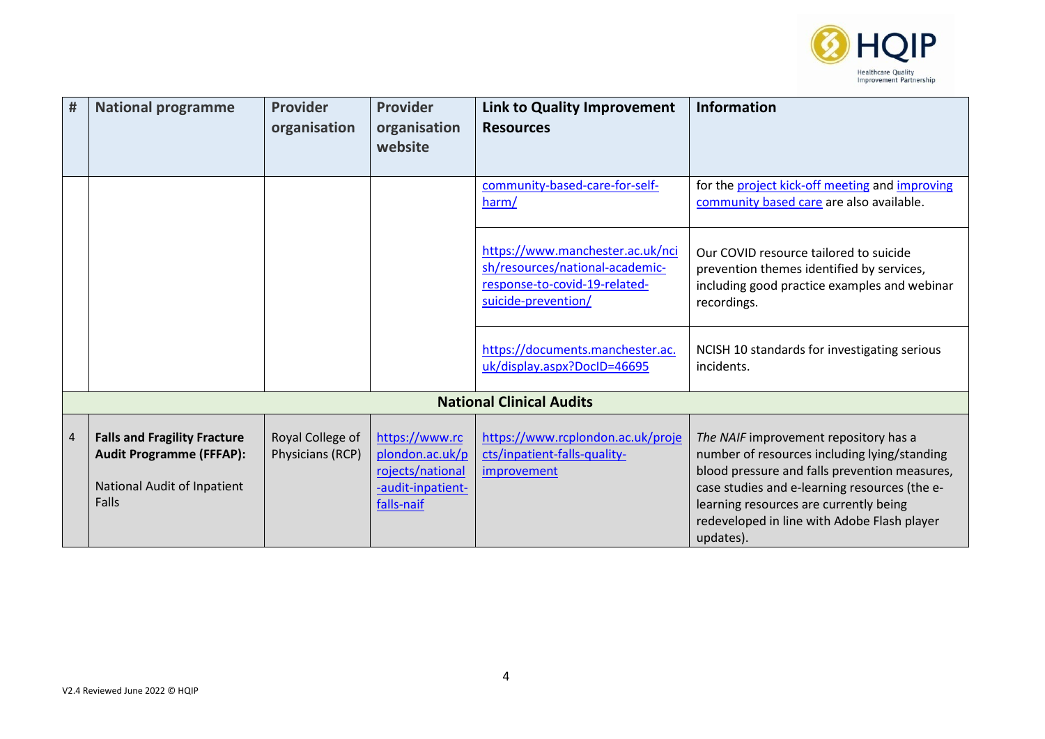| # | National programme | Provider organisation | Provider organisation website | Link to Quality Improvement Resources | Information |
|---|---|---|---|---|---|
| | | | | community-based-care-for-self-harm/ | for the project kick-off meeting and improving community based care are also available. |
| | | | | https://www.manchester.ac.uk/ncish/resources/national-academic-response-to-covid-19-related-suicide-prevention/ | Our COVID resource tailored to suicide prevention themes identified by services, including good practice examples and webinar recordings. |
| | | | | https://documents.manchester.ac.uk/display.aspx?DocID=46695 | NCISH 10 standards for investigating serious incidents. |
| | **National Clinical Audits** | | | | |
| 4 | **Falls and Fragility Fracture Audit Programme (FFFAP):** National Audit of Inpatient Falls | Royal College of Physicians (RCP) | https://www.rcplondon.ac.uk/projects/national-audit-inpatient-falls-naif | https://www.rcplondon.ac.uk/projects/inpatient-falls-quality-improvement | *The NAIF* improvement repository has a number of resources including lying/standing blood pressure and falls prevention measures, case studies and e-learning resources (the e-learning resources are currently being redeveloped in line with Adobe Flash player updates). |

V2.4 Reviewed June 2022 © HQIP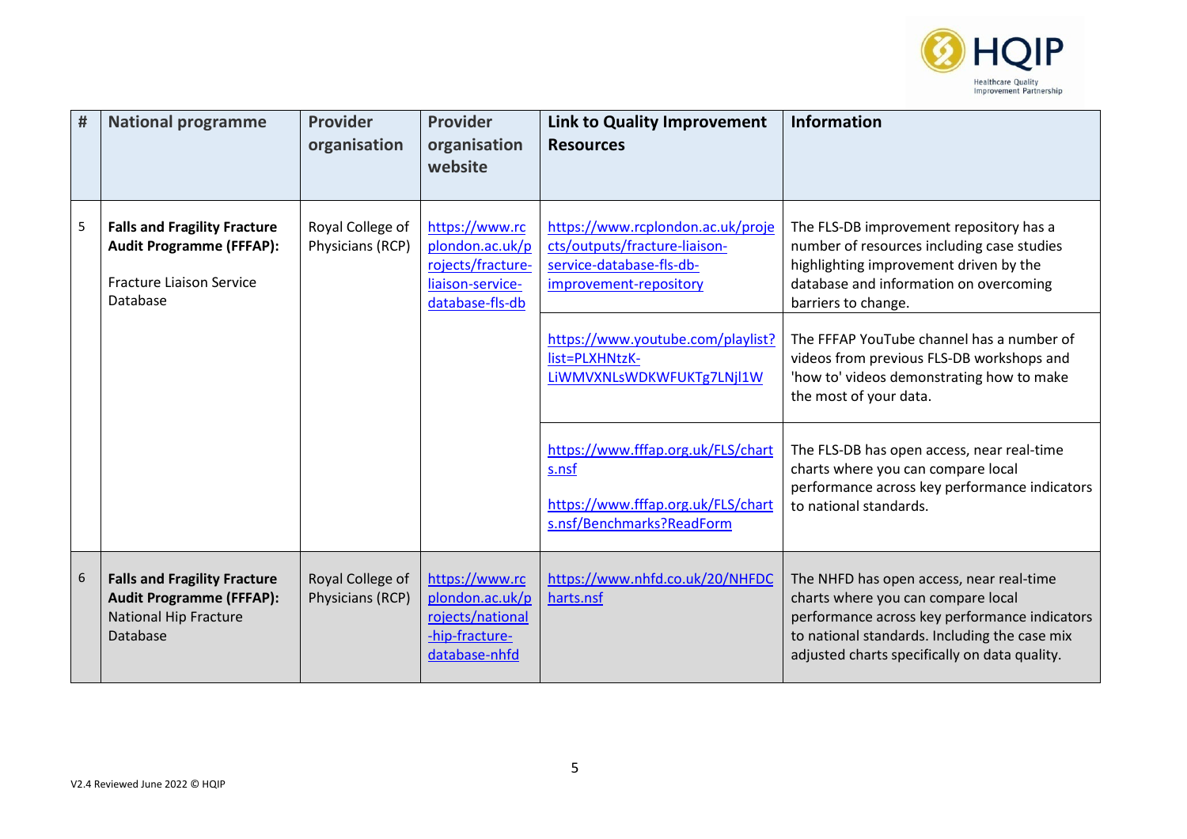| # | National programme | Provider organisation | Provider organisation website | Link to Quality Improvement Resources | Information |
|---|---|---|---|---|---|
| 5 | **Falls and Fragility Fracture Audit Programme (FFFAP):** Fracture Liaison Service Database | Royal College of Physicians (RCP) | https://www.rcplondon.ac.uk/projects/fracture-liaison-service-database-fls-db | https://www.rcplondon.ac.uk/projects/outputs/fracture-liaison-service-database-fls-db-improvement-repository | The FLS-DB improvement repository has a number of resources including case studies highlighting improvement driven by the database and information on overcoming barriers to change. |
| | | | | https://www.youtube.com/playlist?list=PLXHNtzK-LiWMVXNLsWDKWFUKTg7LNjl1W | The FFFAP YouTube channel has a number of videos from previous FLS-DB workshops and 'how to' videos demonstrating how to make the most of your data. |
| | | | | https://www.fffap.org.uk/FLS/charts.nsf https://www.fffap.org.uk/FLS/charts.nsf/Benchmarks?ReadForm | The FLS-DB has open access, near real-time charts where you can compare local performance across key performance indicators to national standards. |
| 6 | **Falls and Fragility Fracture Audit Programme (FFFAP):** National Hip Fracture Database | Royal College of Physicians (RCP) | https://www.rcplondon.ac.uk/projects/national-hip-fracture-database-nhfd | https://www.nhfd.co.uk/20/NHFDCharts.nsf | The NHFD has open access, near real-time charts where you can compare local performance across key performance indicators to national standards. Including the case mix adjusted charts specifically on data quality. |

V2.4 Reviewed June 2022 © HQIP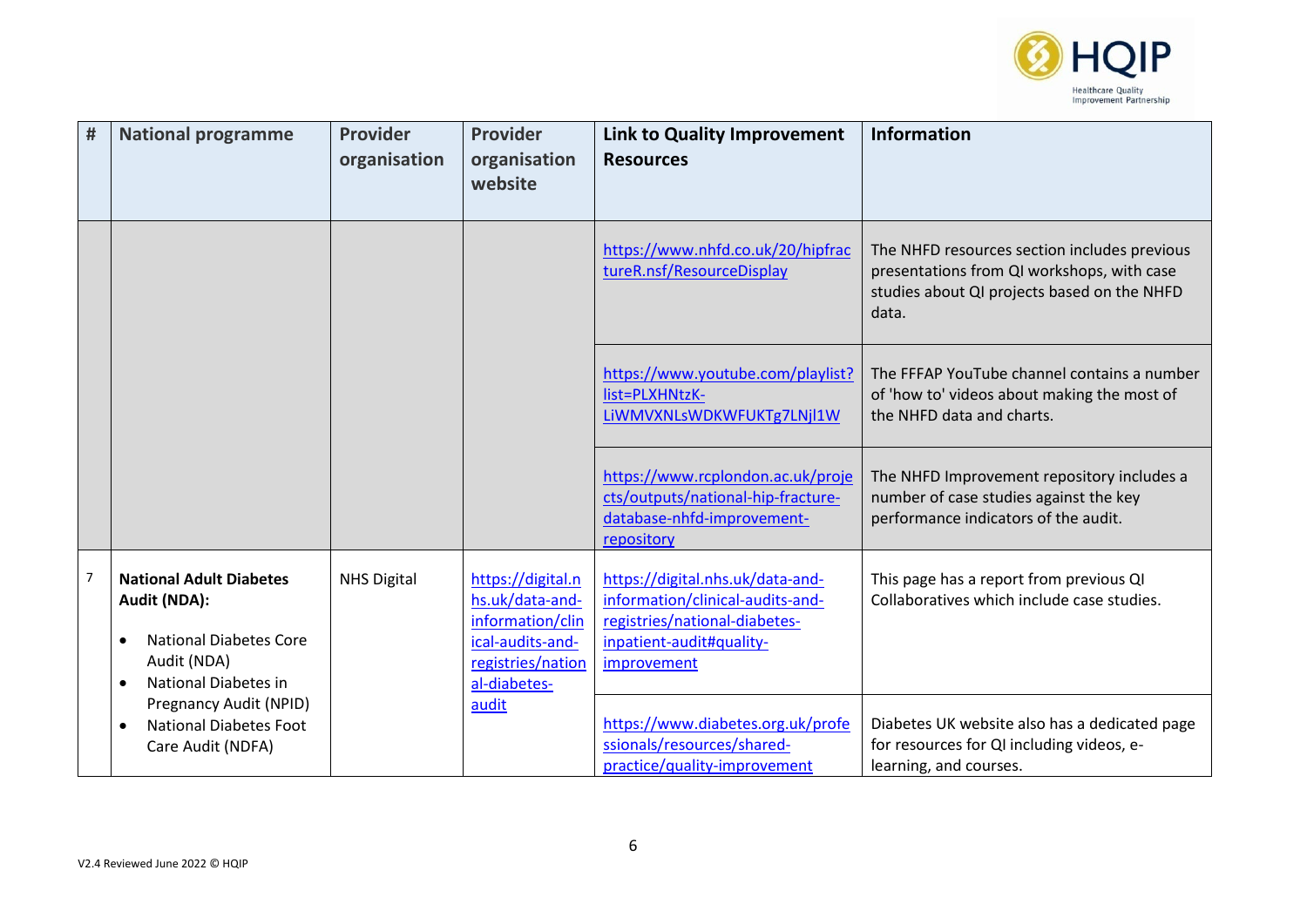| # | National programme | Provider organisation | Provider organisation website | Link to Quality Improvement Resources | Information |
|---|---|---|---|---|---|
| | | | | https://www.nhfd.co.uk/20/hipfractureR.nsf/ResourceDisplay | The NHFD resources section includes previous presentations from QI workshops, with case studies about QI projects based on the NHFD data. |
| | | | | https://www.youtube.com/playlist?list=PLXHNtzK-LiWMVXNLsWDKWFUKTg7LNjl1W | The FFFAP YouTube channel contains a number of 'how to' videos about making the most of the NHFD data and charts. |
| | | | | https://www.rcplondon.ac.uk/projects/outputs/national-hip-fracture-database-nhfd-improvement-repository | The NHFD Improvement repository includes a number of case studies against the key performance indicators of the audit. |
| 7 | **National Adult Diabetes Audit (NDA):** <br>• National Diabetes Core Audit (NDA) <br>• National Diabetes in Pregnancy Audit (NPID) <br>• National Diabetes Foot Care Audit (NDFA) | NHS Digital | https://digital.nhs.uk/data-and-information/clinical-audits-and-registries/national-diabetes-audit | https://digital.nhs.uk/data-and-information/clinical-audits-and-registries/national-diabetes-inpatient-audit#quality-improvement | This page has a report from previous QI Collaboratives which include case studies. |
| | | | | https://www.diabetes.org.uk/professionals/resources/shared-practice/quality-improvement | Diabetes UK website also has a dedicated page for resources for QI including videos, e-learning, and courses. |

V2.4 Reviewed June 2022 © HQIP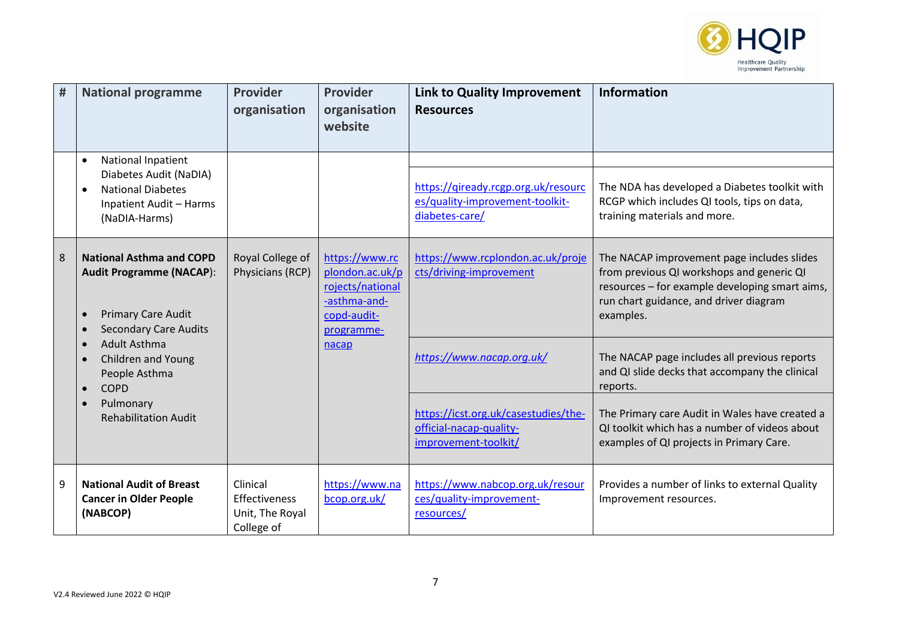| # | National programme | Provider organisation | Provider organisation website | Link to Quality Improvement Resources | Information |
|---|---|---|---|---|---|
| | • National Inpatient Diabetes Audit (NaDIA)<br>• National Diabetes Inpatient Audit – Harms (NaDIA-Harms) | | | | |
| | | | | https://qiready.rcgp.org.uk/resources/quality-improvement-toolkit-diabetes-care/ | The NDA has developed a Diabetes toolkit with RCGP which includes QI tools, tips on data, training materials and more. |
| 8 | **National Asthma and COPD Audit Programme (NACAP)**:<br>• Primary Care Audit<br>• Secondary Care Audits<br>• Adult Asthma<br>• Children and Young People Asthma<br>• COPD<br>• Pulmonary Rehabilitation Audit | Royal College of Physicians (RCP) | https://www.rcplondon.ac.uk/projects/national-asthma-and-copd-audit-programme-nacap | https://www.rcplondon.ac.uk/projects/driving-improvement | The NACAP improvement page includes slides from previous QI workshops and generic QI resources – for example developing smart aims, run chart guidance, and driver diagram examples. |
| | | | | *https://www.nacap.org.uk/* | The NACAP page includes all previous reports and QI slide decks that accompany the clinical reports. |
| | | | | https://icst.org.uk/casestudies/the-official-nacap-quality-improvement-toolkit/ | The Primary care Audit in Wales have created a QI toolkit which has a number of videos about examples of QI projects in Primary Care. |
| 9 | **National Audit of Breast Cancer in Older People (NABCOP)** | Clinical Effectiveness Unit, The Royal College of | https://www.nabcop.org.uk/ | https://www.nabcop.org.uk/resources/quality-improvement-resources/ | Provides a number of links to external Quality Improvement resources. |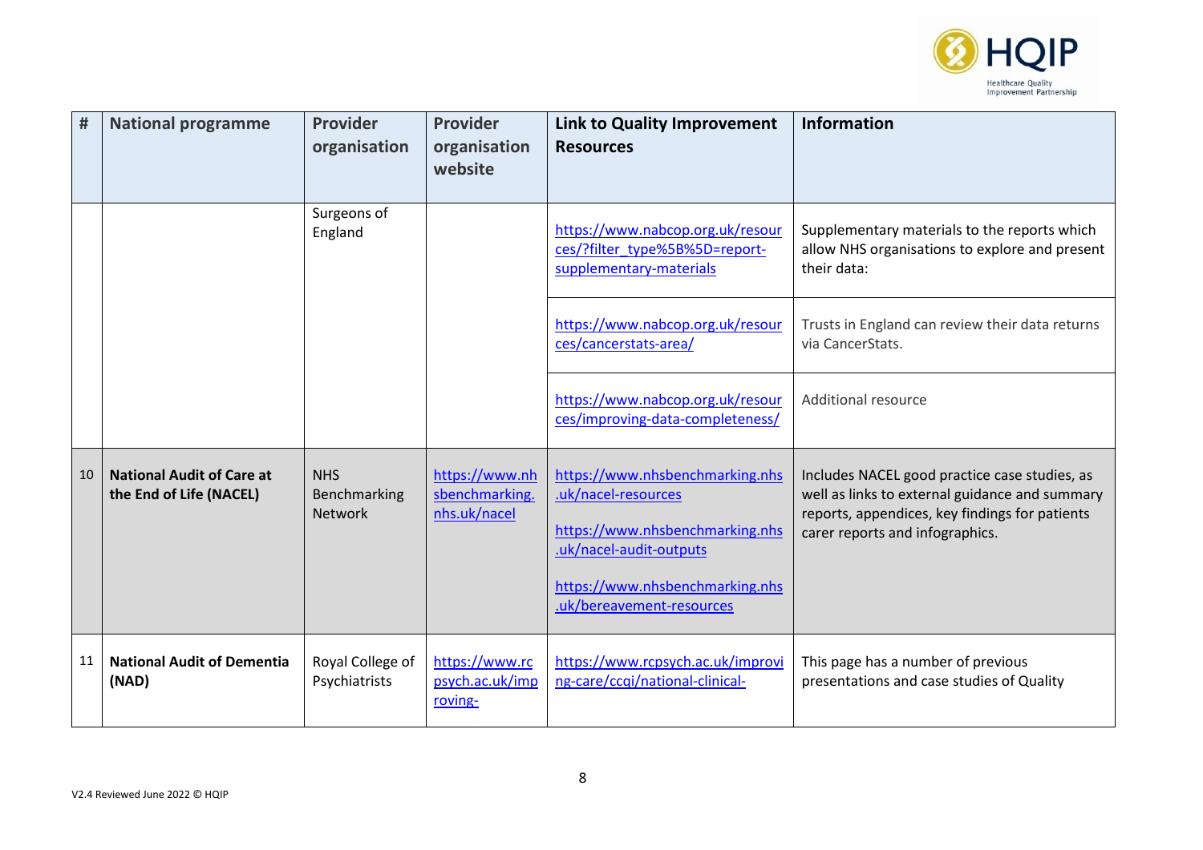| # | National programme | Provider organisation | Provider organisation website | Link to Quality Improvement Resources | Information |
|---|---|---|---|---|---|
| | | Surgeons of England | | https://www.nabcop.org.uk/resources/?filter_type%5B%5D=report-supplementary-materials | Supplementary materials to the reports which allow NHS organisations to explore and present their data: |
| | | | | https://www.nabcop.org.uk/resources/cancerstats-area/ | Trusts in England can review their data returns via CancerStats. |
| | | | | https://www.nabcop.org.uk/resources/improving-data-completeness/ | Additional resource |
| 10 | **National Audit of Care at the End of Life (NACEL)** | NHS Benchmarking Network | https://www.nhsbenchmarking.nhs.uk/nacel | https://www.nhsbenchmarking.nhs.uk/nacel-resources<br><br>https://www.nhsbenchmarking.nhs.uk/nacel-audit-outputs<br><br>https://www.nhsbenchmarking.nhs.uk/bereavement-resources | Includes NACEL good practice case studies, as well as links to external guidance and summary reports, appendices, key findings for patients carer reports and infographics. |
| 11 | **National Audit of Dementia (NAD)** | Royal College of Psychiatrists | https://www.rcpsych.ac.uk/improving- | https://www.rcpsych.ac.uk/improving-care/ccqi/national-clinical- | This page has a number of previous presentations and case studies of Quality |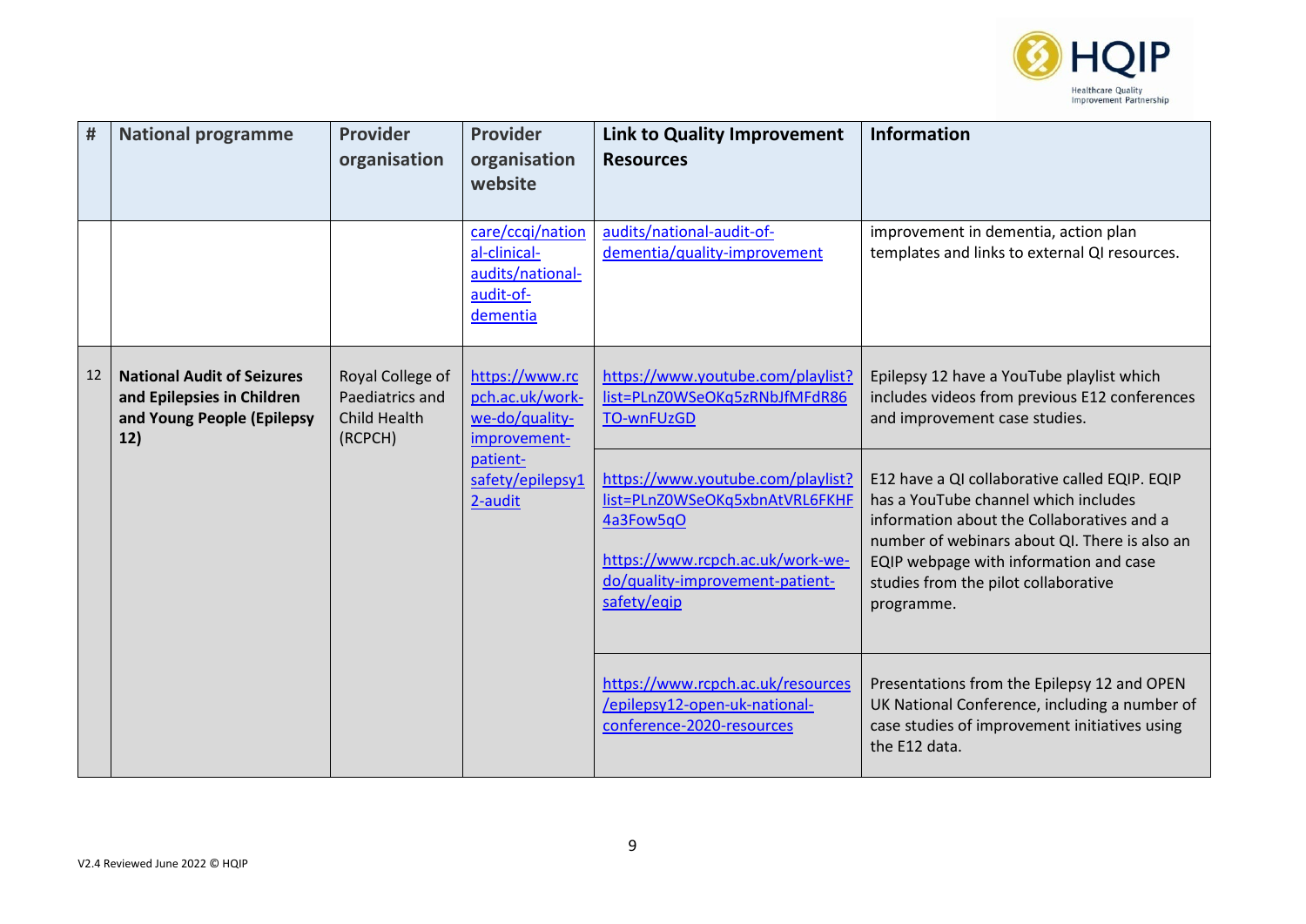| # | National programme | Provider organisation | Provider organisation website | Link to Quality Improvement Resources | Information |
|---|---|---|---|---|---|
| | | | care/ccqi/national-clinical-audits/national-audit-of-dementia | audits/national-audit-of-dementia/quality-improvement | improvement in dementia, action plan templates and links to external QI resources. |
| 12 | **National Audit of Seizures and Epilepsies in Children and Young People (Epilepsy 12)** | Royal College of Paediatrics and Child Health (RCPCH) | https://www.rcpch.ac.uk/work-we-do/quality-improvement-patient-safety/epilepsy12-audit | https://www.youtube.com/playlist?list=PLnZ0WSeOKq5zRNbJfMFdR86TO-wnFUzGD | Epilepsy 12 have a YouTube playlist which includes videos from previous E12 conferences and improvement case studies. |
| | | | | https://www.youtube.com/playlist?list=PLnZ0WSeOKq5xbnAtVRL6FKHF4a3Fow5qO<br><br>https://www.rcpch.ac.uk/work-we-do/quality-improvement-patient-safety/eqip | E12 have a QI collaborative called EQIP. EQIP has a YouTube channel which includes information about the Collaboratives and a number of webinars about QI. There is also an EQIP webpage with information and case studies from the pilot collaborative programme. |
| | | | | https://www.rcpch.ac.uk/resources/epilepsy12-open-uk-national-conference-2020-resources | Presentations from the Epilepsy 12 and OPEN UK National Conference, including a number of case studies of improvement initiatives using the E12 data. |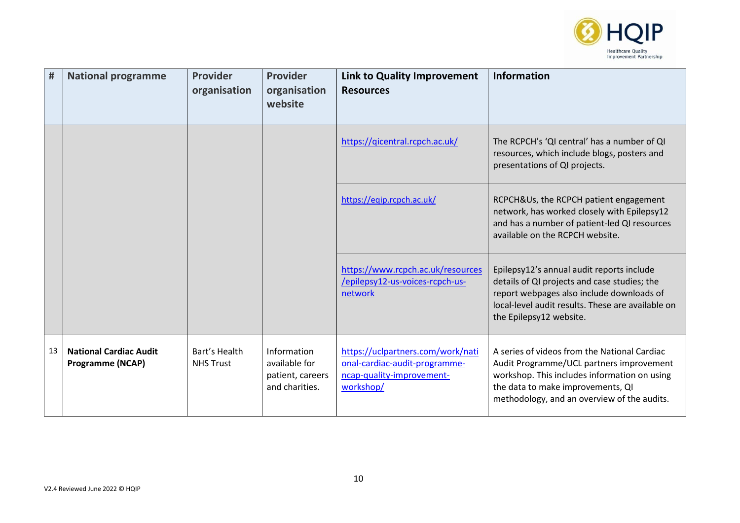| # | National programme | Provider organisation | Provider organisation website | Link to Quality Improvement Resources | Information |
|---|---|---|---|---|---|
| | | | | https://qicentral.rcpch.ac.uk/ | The RCPCH's 'QI central' has a number of QI resources, which include blogs, posters and presentations of QI projects. |
| | | | | https://eqip.rcpch.ac.uk/ | RCPCH&Us, the RCPCH patient engagement network, has worked closely with Epilepsy12 and has a number of patient-led QI resources available on the RCPCH website. |
| | | | | https://www.rcpch.ac.uk/resources/epilepsy12-us-voices-rcpch-us-network | Epilepsy12's annual audit reports include details of QI projects and case studies; the report webpages also include downloads of local-level audit results. These are available on the Epilepsy12 website. |
| 13 | **National Cardiac Audit Programme (NCAP)** | Bart's Health NHS Trust | Information available for patient, careers and charities. | https://uclpartners.com/work/national-cardiac-audit-programme-ncap-quality-improvement-workshop/ | A series of videos from the National Cardiac Audit Programme/UCL partners improvement workshop. This includes information on using the data to make improvements, QI methodology, and an overview of the audits. |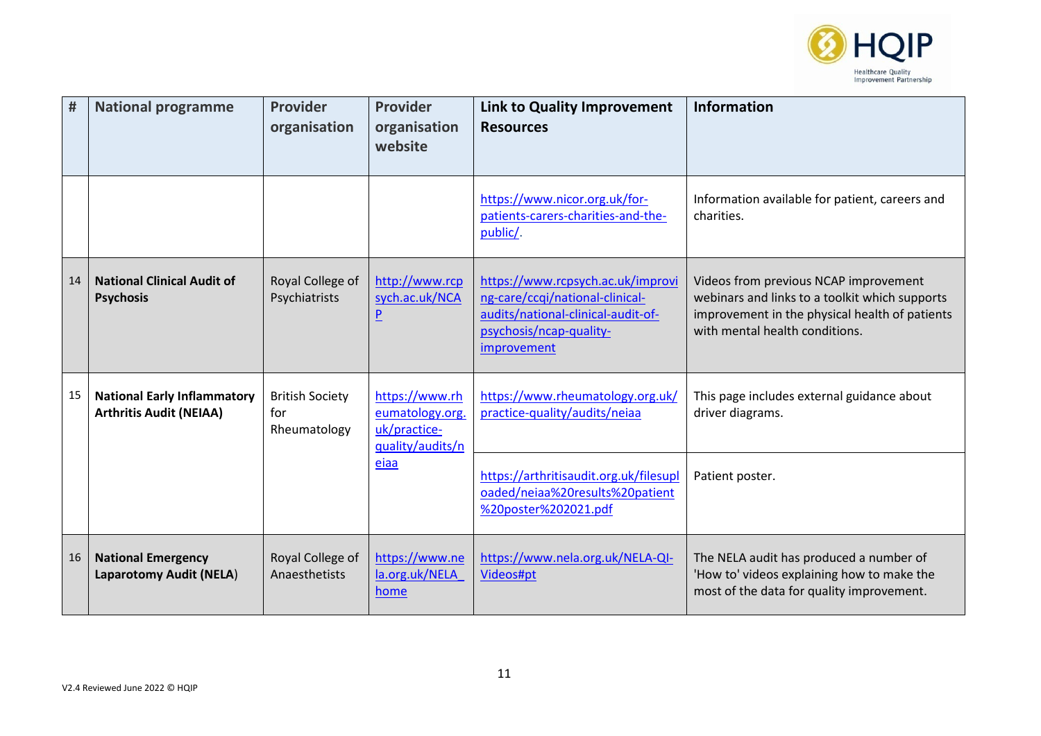| # | National programme | Provider organisation | Provider organisation website | Link to Quality Improvement Resources | Information |
|---|---|---|---|---|---|
| | | | | https://www.nicor.org.uk/for-patients-carers-charities-and-the-public/. | Information available for patient, careers and charities. |
| 14 | **National Clinical Audit of Psychosis** | Royal College of Psychiatrists | http://www.rcpsych.ac.uk/NCAP | https://www.rcpsych.ac.uk/improving-care/ccqi/national-clinical-audits/national-clinical-audit-of-psychosis/ncap-quality-improvement | Videos from previous NCAP improvement webinars and links to a toolkit which supports improvement in the physical health of patients with mental health conditions. |
| 15 | **National Early Inflammatory Arthritis Audit (NEIAA)** | British Society for Rheumatology | https://www.rheumatology.org.uk/practice-quality/audits/neiaa | https://www.rheumatology.org.uk/practice-quality/audits/neiaa | This page includes external guidance about driver diagrams. |
| | | | | https://arthritisaudit.org.uk/filesuploaded/neiaa%20results%20patient%20poster%202021.pdf | Patient poster. |
| 16 | **National Emergency Laparotomy Audit (NELA)** | Royal College of Anaesthetists | https://www.nela.org.uk/NELA_home | https://www.nela.org.uk/NELA-QI-Videos#pt | The NELA audit has produced a number of 'How to' videos explaining how to make the most of the data for quality improvement. |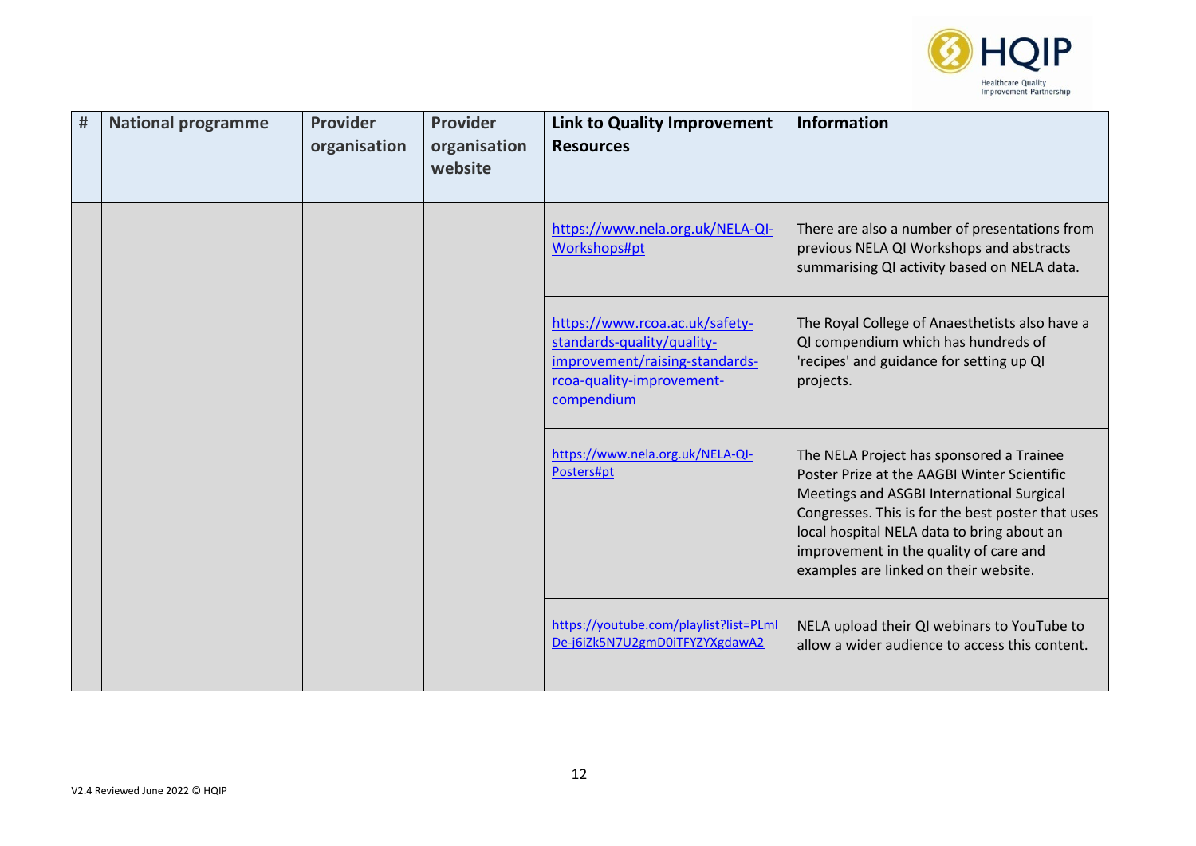| # | National programme | Provider organisation | Provider organisation website | Link to Quality Improvement Resources | Information |
|---|---|---|---|---|---|
| | | | | https://www.nela.org.uk/NELA-QI-Workshops#pt | There are also a number of presentations from previous NELA QI Workshops and abstracts summarising QI activity based on NELA data. |
| | | | | https://www.rcoa.ac.uk/safety-standards-quality/quality-improvement/raising-standards-rcoa-quality-improvement-compendium | The Royal College of Anaesthetists also have a QI compendium which has hundreds of 'recipes' and guidance for setting up QI projects. |
| | | | | https://www.nela.org.uk/NELA-QI-Posters#pt | The NELA Project has sponsored a Trainee Poster Prize at the AAGBI Winter Scientific Meetings and ASGBI International Surgical Congresses. This is for the best poster that uses local hospital NELA data to bring about an improvement in the quality of care and examples are linked on their website. |
| | | | | https://youtube.com/playlist?list=PLmlDe-j6iZk5N7U2gmD0iTFYZYXgdawA2 | NELA upload their QI webinars to YouTube to allow a wider audience to access this content. |

V2.4 Reviewed June 2022 © HQIP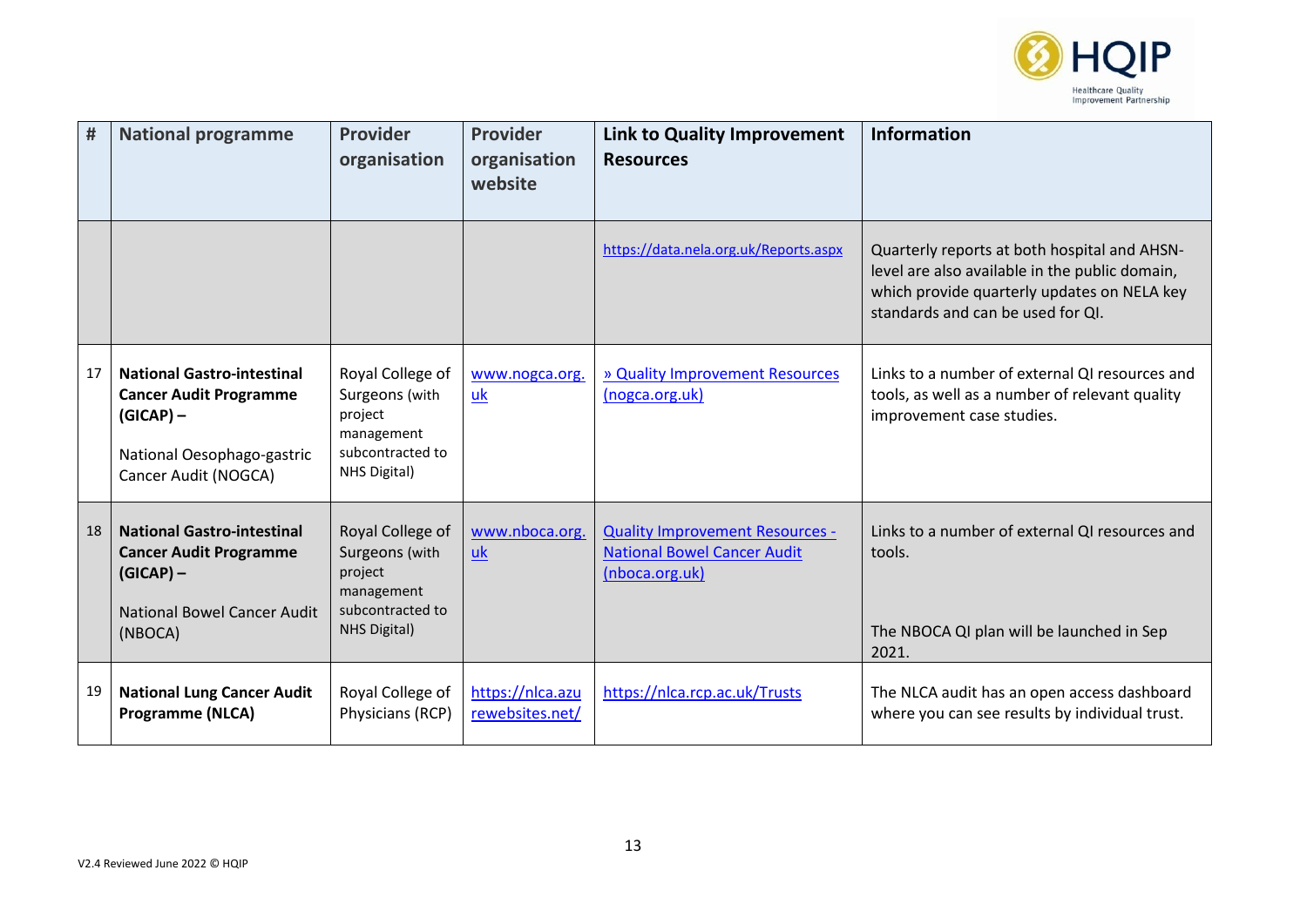| # | National programme | Provider organisation | Provider organisation website | Link to Quality Improvement Resources | Information |
|---|---|---|---|---|---|
| | | | | https://data.nela.org.uk/Reports.aspx | Quarterly reports at both hospital and AHSN-level are also available in the public domain, which provide quarterly updates on NELA key standards and can be used for QI. |
| 17 | **National Gastro-intestinal Cancer Audit Programme (GICAP) –** <br><br> National Oesophago-gastric Cancer Audit (NOGCA) | Royal College of Surgeons (with project management subcontracted to NHS Digital) | www.nogca.org.uk | » Quality Improvement Resources (nogca.org.uk) | Links to a number of external QI resources and tools, as well as a number of relevant quality improvement case studies. |
| 18 | **National Gastro-intestinal Cancer Audit Programme (GICAP) –** <br><br> National Bowel Cancer Audit (NBOCA) | Royal College of Surgeons (with project management subcontracted to NHS Digital) | www.nboca.org.uk | Quality Improvement Resources - National Bowel Cancer Audit (nboca.org.uk) | Links to a number of external QI resources and tools. <br><br> The NBOCA QI plan will be launched in Sep 2021. |
| 19 | **National Lung Cancer Audit Programme (NLCA)** | Royal College of Physicians (RCP) | https://nlca.azurewebsites.net/ | https://nlca.rcp.ac.uk/Trusts | The NLCA audit has an open access dashboard where you can see results by individual trust. |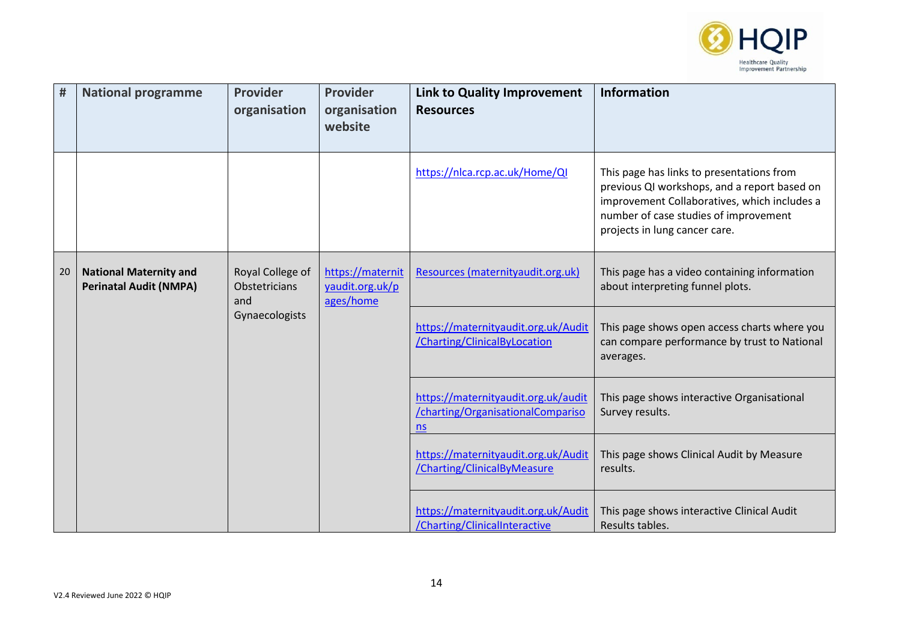| # | National programme | Provider organisation | Provider organisation website | Link to Quality Improvement Resources | Information |
|---|---|---|---|---|---|
| | | | | https://nlca.rcp.ac.uk/Home/QI | This page has links to presentations from previous QI workshops, and a report based on improvement Collaboratives, which includes a number of case studies of improvement projects in lung cancer care. |
| 20 | **National Maternity and Perinatal Audit (NMPA)** | Royal College of Obstetricians and Gynaecologists | https://maternityaudit.org.uk/pages/home | Resources (maternityaudit.org.uk) | This page has a video containing information about interpreting funnel plots. |
| | | | | https://maternityaudit.org.uk/Audit/Charting/ClinicalByLocation | This page shows open access charts where you can compare performance by trust to National averages. |
| | | | | https://maternityaudit.org.uk/audit/charting/OrganisationalComparisons | This page shows interactive Organisational Survey results. |
| | | | | https://maternityaudit.org.uk/Audit/Charting/ClinicalByMeasure | This page shows Clinical Audit by Measure results. |
| | | | | https://maternityaudit.org.uk/Audit/Charting/ClinicalInteractive | This page shows interactive Clinical Audit Results tables. |

V2.4 Reviewed June 2022 © HQIP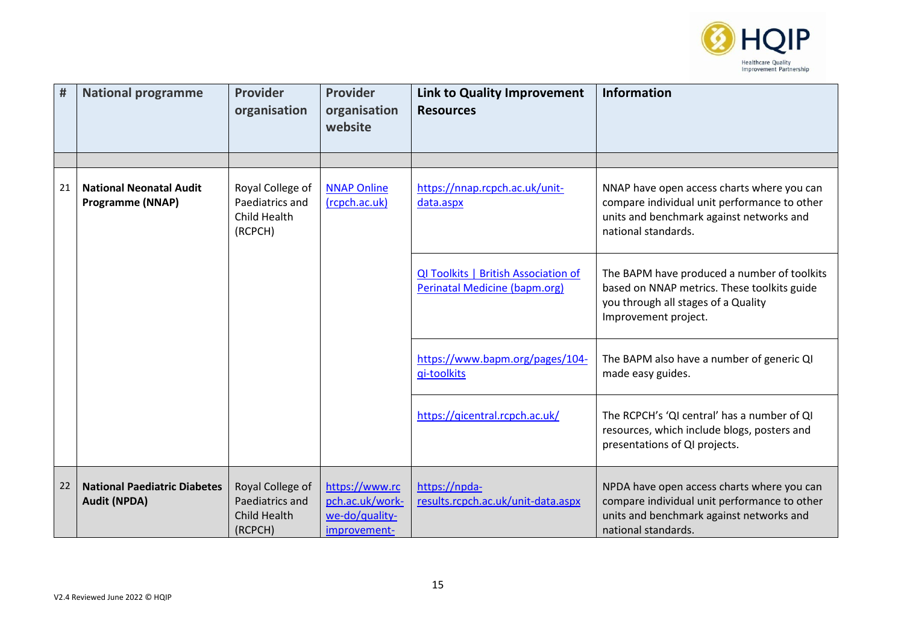| # | National programme | Provider organisation | Provider organisation website | Link to Quality Improvement Resources | Information |
|---|---|---|---|---|---|
| | | | | | |
| 21 | **National Neonatal Audit Programme (NNAP)** | Royal College of Paediatrics and Child Health (RCPCH) | NNAP Online (rcpch.ac.uk) | https://nnap.rcpch.ac.uk/unit-data.aspx | NNAP have open access charts where you can compare individual unit performance to other units and benchmark against networks and national standards. |
| | | | | QI Toolkits \| British Association of Perinatal Medicine (bapm.org) | The BAPM have produced a number of toolkits based on NNAP metrics. These toolkits guide you through all stages of a Quality Improvement project. |
| | | | | https://www.bapm.org/pages/104-qi-toolkits | The BAPM also have a number of generic QI made easy guides. |
| | | | | https://qicentral.rcpch.ac.uk/ | The RCPCH's 'QI central' has a number of QI resources, which include blogs, posters and presentations of QI projects. |
| 22 | **National Paediatric Diabetes Audit (NPDA)** | Royal College of Paediatrics and Child Health (RCPCH) | https://www.rcpch.ac.uk/work-we-do/quality-improvement- | https://npda-results.rcpch.ac.uk/unit-data.aspx | NPDA have open access charts where you can compare individual unit performance to other units and benchmark against networks and national standards. |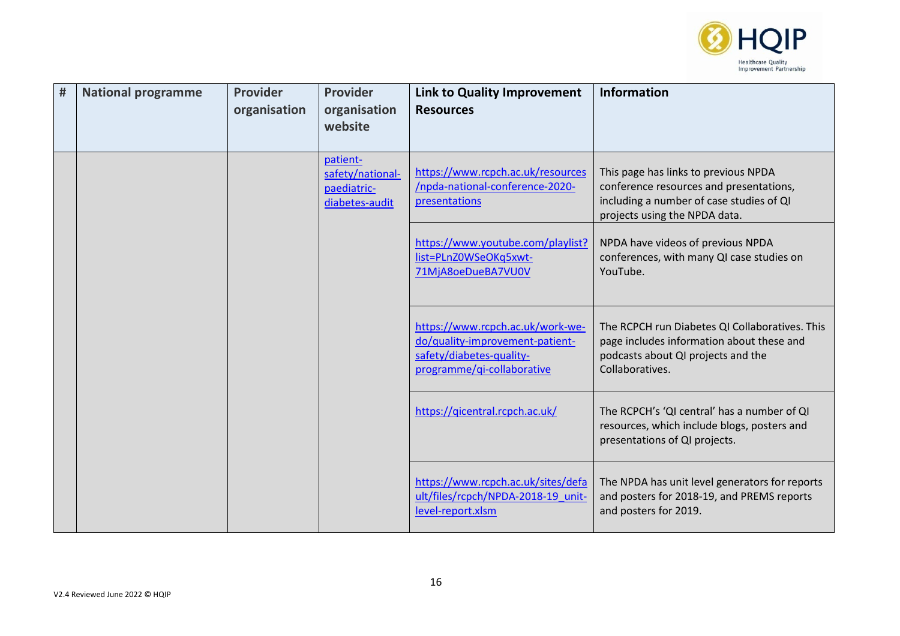| # | National programme | Provider organisation | Provider organisation website | Link to Quality Improvement Resources | Information |
|---|---|---|---|---|---|
| | | | patient-safety/national-paediatric-diabetes-audit | https://www.rcpch.ac.uk/resources/npda-national-conference-2020-presentations | This page has links to previous NPDA conference resources and presentations, including a number of case studies of QI projects using the NPDA data. |
| | | | | https://www.youtube.com/playlist?list=PLnZ0WSeOKq5xwt-71MjA8oeDueBA7VU0V | NPDA have videos of previous NPDA conferences, with many QI case studies on YouTube. |
| | | | | https://www.rcpch.ac.uk/work-we-do/quality-improvement-patient-safety/diabetes-quality-programme/qi-collaborative | The RCPCH run Diabetes QI Collaboratives. This page includes information about these and podcasts about QI projects and the Collaboratives. |
| | | | | https://qicentral.rcpch.ac.uk/ | The RCPCH's 'QI central' has a number of QI resources, which include blogs, posters and presentations of QI projects. |
| | | | | https://www.rcpch.ac.uk/sites/default/files/rcpch/NPDA-2018-19_unit-level-report.xlsm | The NPDA has unit level generators for reports and posters for 2018-19, and PREMS reports and posters for 2019. |

V2.4 Reviewed June 2022 © HQIP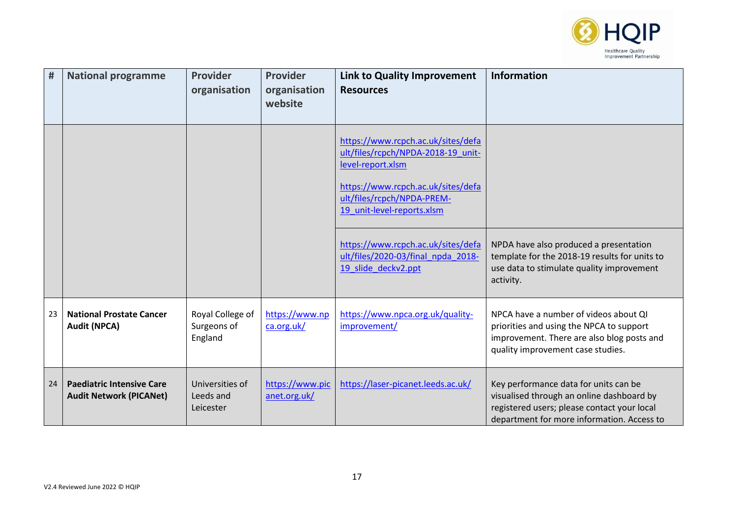| # | National programme | Provider organisation | Provider organisation website | Link to Quality Improvement Resources | Information |
|---|---|---|---|---|---|
| | | | | https://www.rcpch.ac.uk/sites/default/files/rcpch/NPDA-2018-19_unit-level-report.xlsm <br><br> https://www.rcpch.ac.uk/sites/default/files/rcpch/NPDA-PREM-19_unit-level-reports.xlsm | |
| | | | | https://www.rcpch.ac.uk/sites/default/files/2020-03/final_npda_2018-19_slide_deckv2.ppt | NPDA have also produced a presentation template for the 2018-19 results for units to use data to stimulate quality improvement activity. |
| 23 | **National Prostate Cancer Audit (NPCA)** | Royal College of Surgeons of England | https://www.npca.org.uk/ | https://www.npca.org.uk/quality-improvement/ | NPCA have a number of videos about QI priorities and using the NPCA to support improvement. There are also blog posts and quality improvement case studies. |
| 24 | **Paediatric Intensive Care Audit Network (PICANet)** | Universities of Leeds and Leicester | https://www.picanet.org.uk/ | https://laser-picanet.leeds.ac.uk/ | Key performance data for units can be visualised through an online dashboard by registered users; please contact your local department for more information. Access to |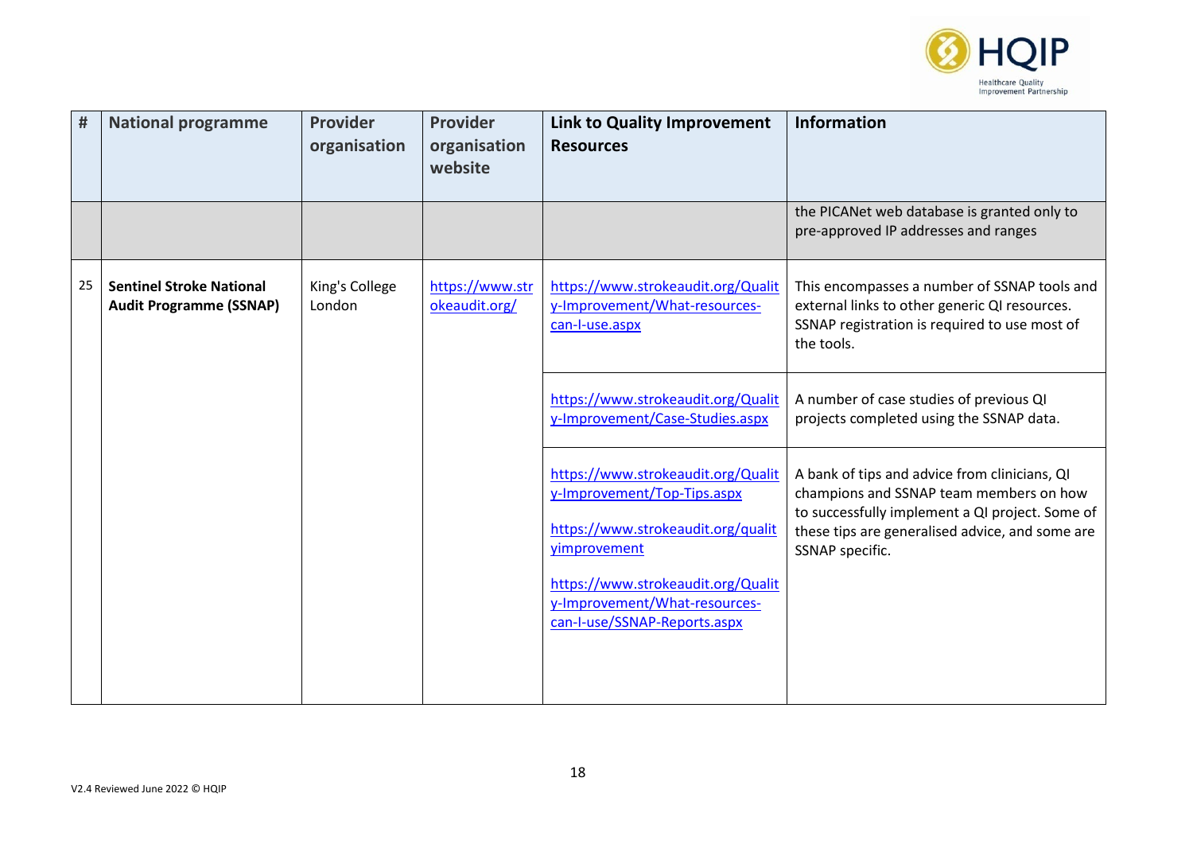| # | National programme | Provider organisation | Provider organisation website | Link to Quality Improvement Resources | Information |
|---|---|---|---|---|---|
| | | | | | the PICANet web database is granted only to pre-approved IP addresses and ranges |
| 25 | **Sentinel Stroke National Audit Programme (SSNAP)** | King's College London | https://www.strokeaudit.org/ | https://www.strokeaudit.org/Quality-Improvement/What-resources-can-I-use.aspx | This encompasses a number of SSNAP tools and external links to other generic QI resources. SSNAP registration is required to use most of the tools. |
| | | | | https://www.strokeaudit.org/Quality-Improvement/Case-Studies.aspx | A number of case studies of previous QI projects completed using the SSNAP data. |
| | | | | https://www.strokeaudit.org/Quality-Improvement/Top-Tips.aspx<br><br>https://www.strokeaudit.org/qualityimprovement<br><br>https://www.strokeaudit.org/Quality-Improvement/What-resources-can-I-use/SSNAP-Reports.aspx | A bank of tips and advice from clinicians, QI champions and SSNAP team members on how to successfully implement a QI project. Some of these tips are generalised advice, and some are SSNAP specific. |

V2.4 Reviewed June 2022 © HQIP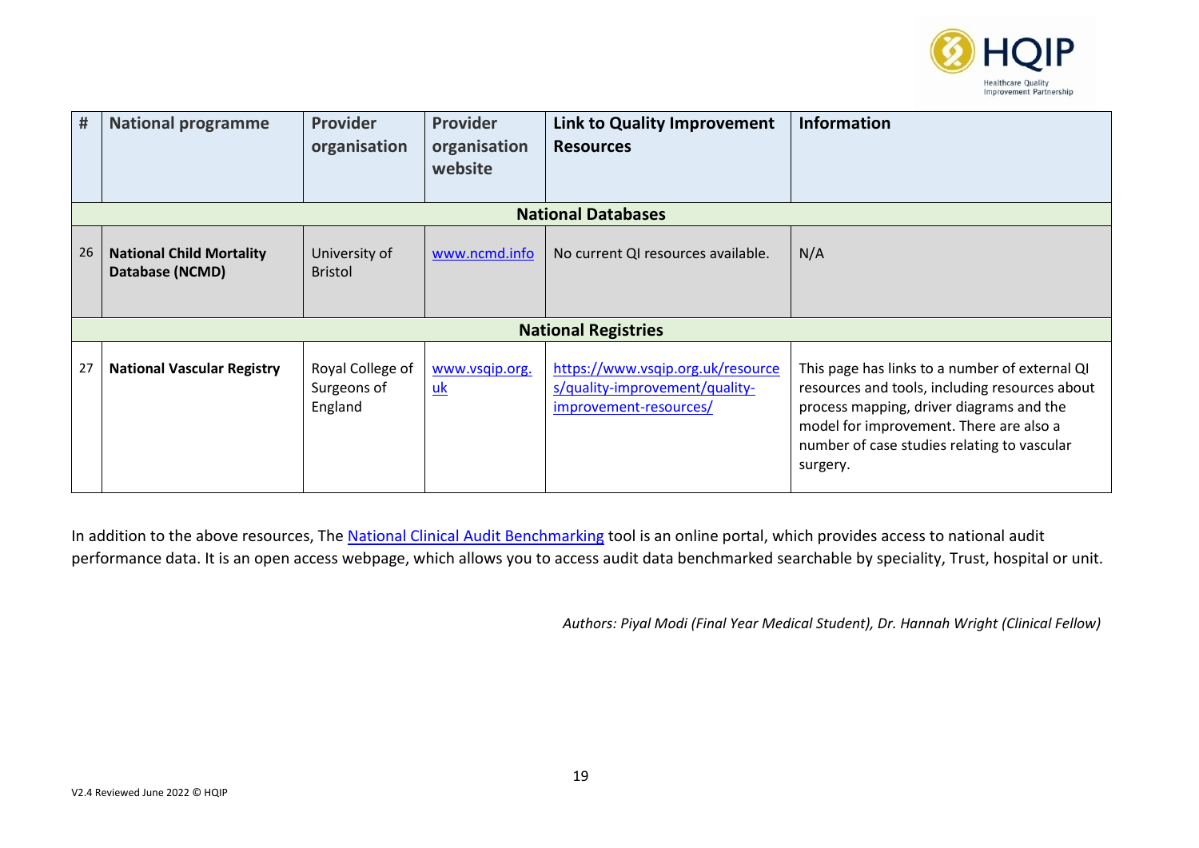| # | National programme | Provider organisation | Provider organisation website | Link to Quality Improvement Resources | Information |
|---|---|---|---|---|---|
| | | | **National Databases** | | |
| 26 | **National Child Mortality Database (NCMD)** | University of Bristol | www.ncmd.info | No current QI resources available. | N/A |
| | | | **National Registries** | | |
| 27 | **National Vascular Registry** | Royal College of Surgeons of England | www.vsqip.org.uk | https://www.vsqip.org.uk/resources/quality-improvement/quality-improvement-resources/ | This page has links to a number of external QI resources and tools, including resources about process mapping, driver diagrams and the model for improvement. There are also a number of case studies relating to vascular surgery. |

In addition to the above resources, The National Clinical Audit Benchmarking tool is an online portal, which provides access to national audit performance data. It is an open access webpage, which allows you to access audit data benchmarked searchable by speciality, Trust, hospital or unit.

*Authors: Piyal Modi (Final Year Medical Student), Dr. Hannah Wright (Clinical Fellow)*

V2.4 Reviewed June 2022 © HQIP